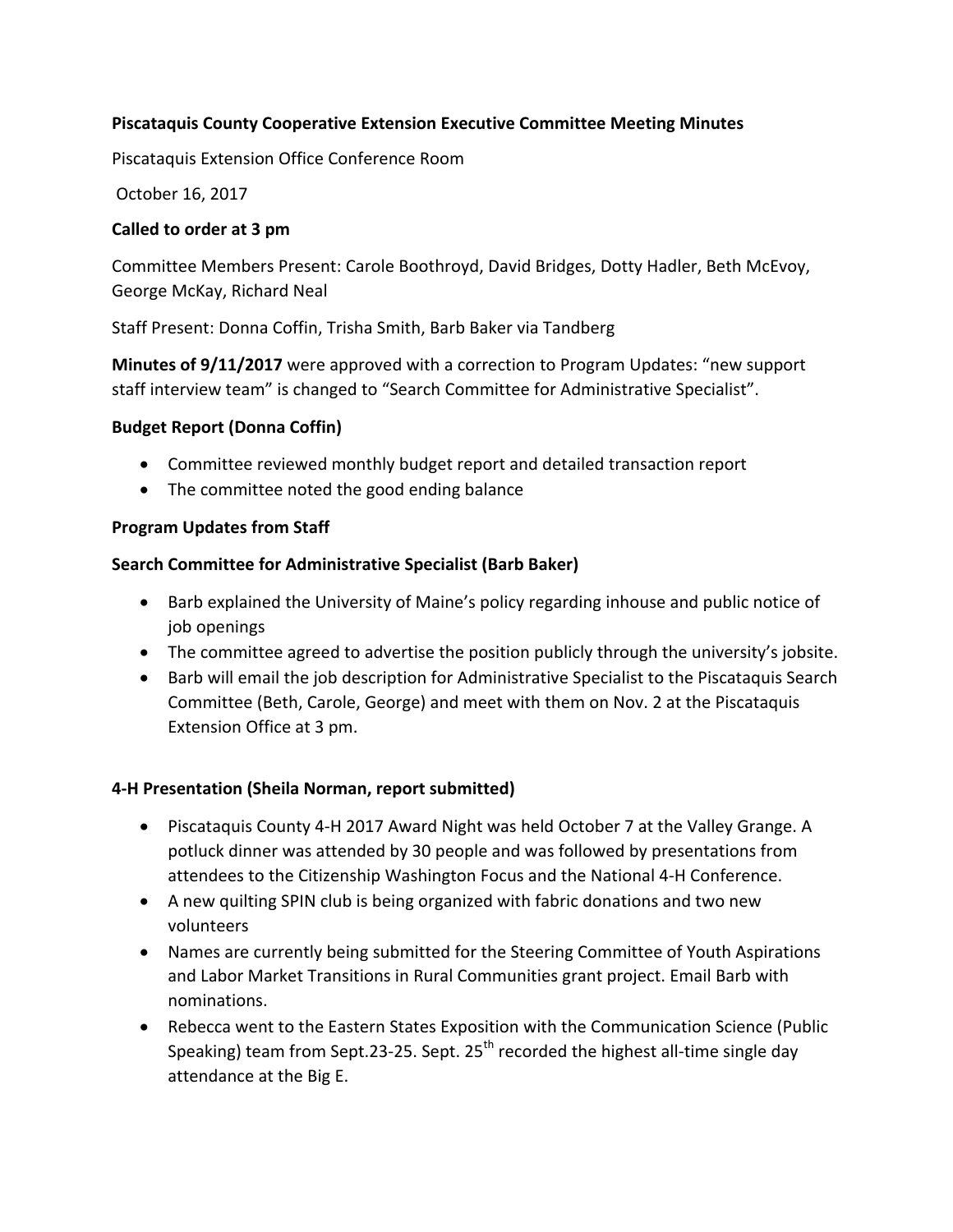**Piscataquis County Cooperative Extension Executive Committee Meeting Minutes**

Piscataquis Extension Office Conference Room

October 16, 2017

**Called to order at 3 pm**

Committee Members Present: Carole Boothroyd, David Bridges, Dotty Hadler, Beth McEvoy, George McKay, Richard Neal

Staff Present: Donna Coffin, Trisha Smith, Barb Baker via Tandberg

**Minutes of 9/11/2017** were approved with a correction to Program Updates: "new support staff interview team" is changed to "Search Committee for Administrative Specialist".

**Budget Report (Donna Coffin)**

- Committee reviewed monthly budget report and detailed transaction report
- The committee noted the good ending balance

**Program Updates from Staff**

**Search Committee for Administrative Specialist (Barb Baker)**

- Barb explained the University of Maine's policy regarding inhouse and public notice of job openings
- The committee agreed to advertise the position publicly through the university's jobsite.
- Barb will email the job description for Administrative Specialist to the Piscataquis Search Committee (Beth, Carole, George) and meet with them on Nov. 2 at the Piscataquis Extension Office at 3 pm.

**4-H Presentation (Sheila Norman, report submitted)**

- Piscataquis County 4-H 2017 Award Night was held October 7 at the Valley Grange. A potluck dinner was attended by 30 people and was followed by presentations from attendees to the Citizenship Washington Focus and the National 4-H Conference.
- A new quilting SPIN club is being organized with fabric donations and two new volunteers
- Names are currently being submitted for the Steering Committee of Youth Aspirations and Labor Market Transitions in Rural Communities grant project. Email Barb with nominations.
- Rebecca went to the Eastern States Exposition with the Communication Science (Public Speaking) team from Sept.23-25. Sept. 25th recorded the highest all-time single day attendance at the Big E.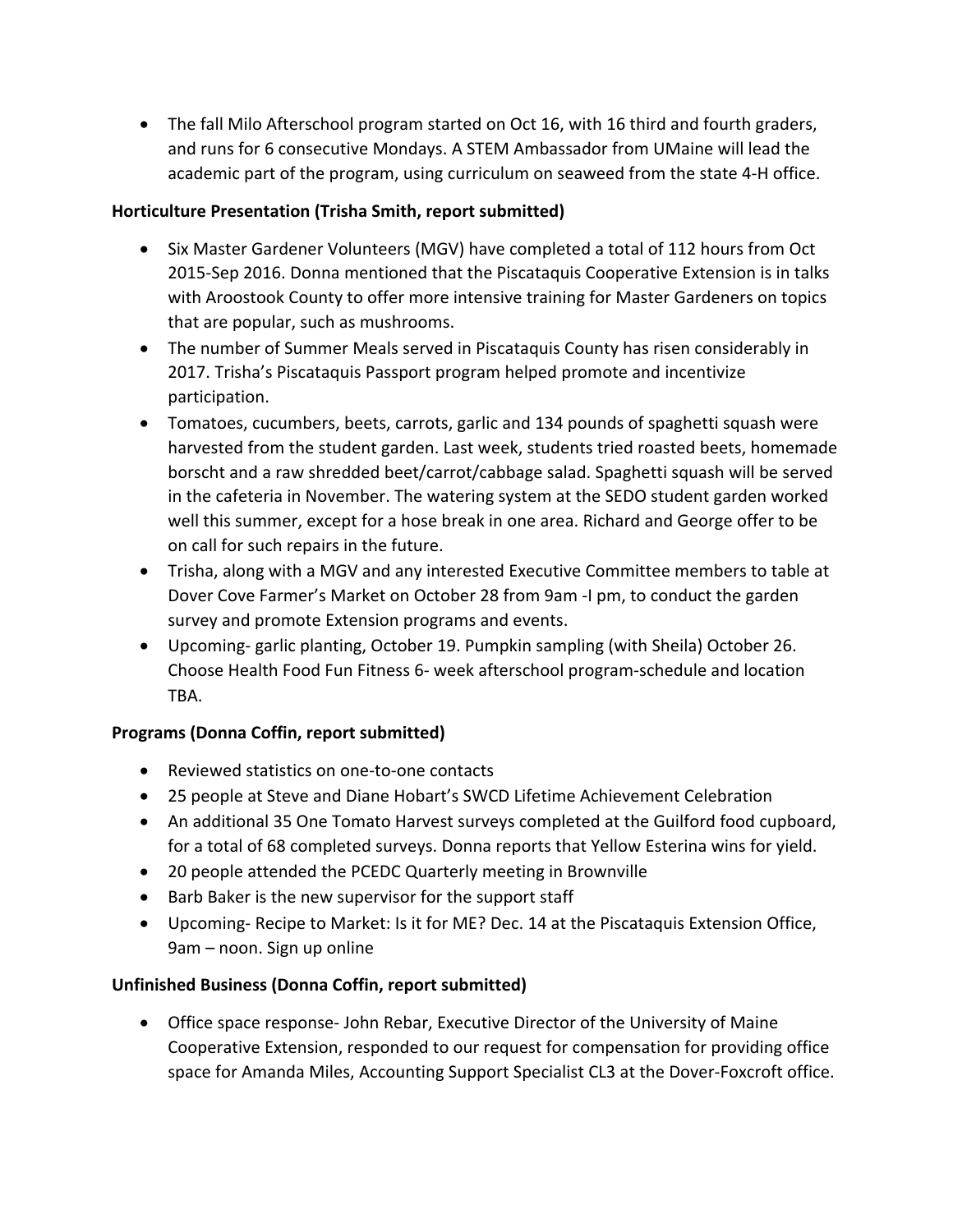- The fall Milo Afterschool program started on Oct 16, with 16 third and fourth graders, and runs for 6 consecutive Mondays. A STEM Ambassador from UMaine will lead the academic part of the program, using curriculum on seaweed from the state 4-H office.

**Horticulture Presentation (Trisha Smith, report submitted)**

- Six Master Gardener Volunteers (MGV) have completed a total of 112 hours from Oct 2015-Sep 2016. Donna mentioned that the Piscataquis Cooperative Extension is in talks with Aroostook County to offer more intensive training for Master Gardeners on topics that are popular, such as mushrooms.
- The number of Summer Meals served in Piscataquis County has risen considerably in 2017. Trisha's Piscataquis Passport program helped promote and incentivize participation.
- Tomatoes, cucumbers, beets, carrots, garlic and 134 pounds of spaghetti squash were harvested from the student garden. Last week, students tried roasted beets, homemade borscht and a raw shredded beet/carrot/cabbage salad. Spaghetti squash will be served in the cafeteria in November. The watering system at the SEDO student garden worked well this summer, except for a hose break in one area. Richard and George offer to be on call for such repairs in the future.
- Trisha, along with a MGV and any interested Executive Committee members to table at Dover Cove Farmer's Market on October 28 from 9am -I pm, to conduct the garden survey and promote Extension programs and events.
- Upcoming- garlic planting, October 19. Pumpkin sampling (with Sheila) October 26. Choose Health Food Fun Fitness 6- week afterschool program-schedule and location TBA.

**Programs (Donna Coffin, report submitted)**

- Reviewed statistics on one-to-one contacts
- 25 people at Steve and Diane Hobart's SWCD Lifetime Achievement Celebration
- An additional 35 One Tomato Harvest surveys completed at the Guilford food cupboard, for a total of 68 completed surveys. Donna reports that Yellow Esterina wins for yield.
- 20 people attended the PCEDC Quarterly meeting in Brownville
- Barb Baker is the new supervisor for the support staff
- Upcoming- Recipe to Market: Is it for ME? Dec. 14 at the Piscataquis Extension Office, 9am – noon. Sign up online

**Unfinished Business (Donna Coffin, report submitted)**

- Office space response- John Rebar, Executive Director of the University of Maine Cooperative Extension, responded to our request for compensation for providing office space for Amanda Miles, Accounting Support Specialist CL3 at the Dover-Foxcroft office.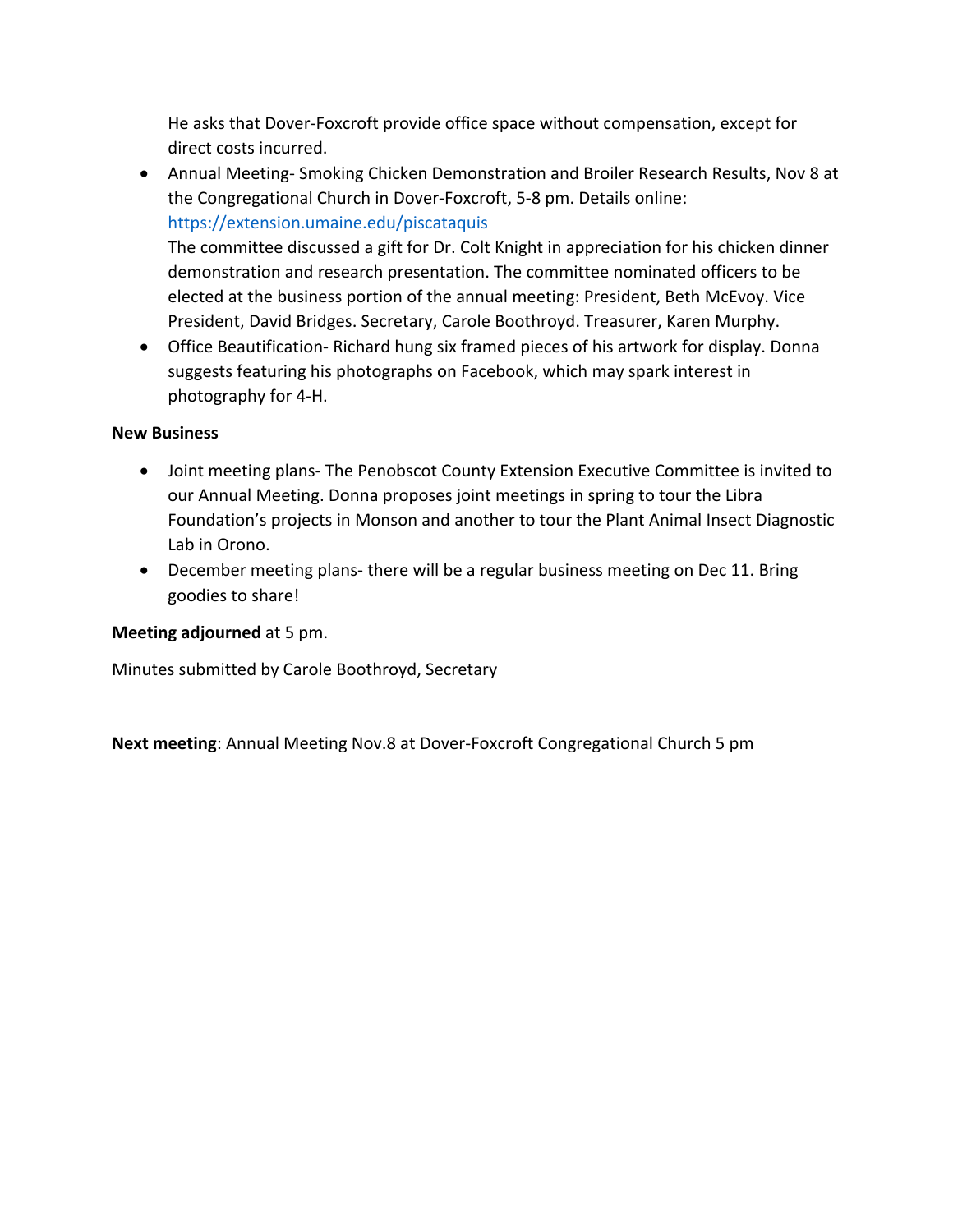He asks that Dover-Foxcroft provide office space without compensation, except for direct costs incurred.

- Annual Meeting- Smoking Chicken Demonstration and Broiler Research Results, Nov 8 at the Congregational Church in Dover-Foxcroft, 5-8 pm. Details online: [https://extension.umaine.edu/piscataquis](https://extension.umaine.edu/piscataquis)
  The committee discussed a gift for Dr. Colt Knight in appreciation for his chicken dinner demonstration and research presentation. The committee nominated officers to be elected at the business portion of the annual meeting: President, Beth McEvoy. Vice President, David Bridges. Secretary, Carole Boothroyd. Treasurer, Karen Murphy.
- Office Beautification- Richard hung six framed pieces of his artwork for display. Donna suggests featuring his photographs on Facebook, which may spark interest in photography for 4-H.

**New Business**

- Joint meeting plans- The Penobscot County Extension Executive Committee is invited to our Annual Meeting. Donna proposes joint meetings in spring to tour the Libra Foundation's projects in Monson and another to tour the Plant Animal Insect Diagnostic Lab in Orono.
- December meeting plans- there will be a regular business meeting on Dec 11. Bring goodies to share!

**Meeting adjourned** at 5 pm.

Minutes submitted by Carole Boothroyd, Secretary

**Next meeting**: Annual Meeting Nov.8 at Dover-Foxcroft Congregational Church 5 pm